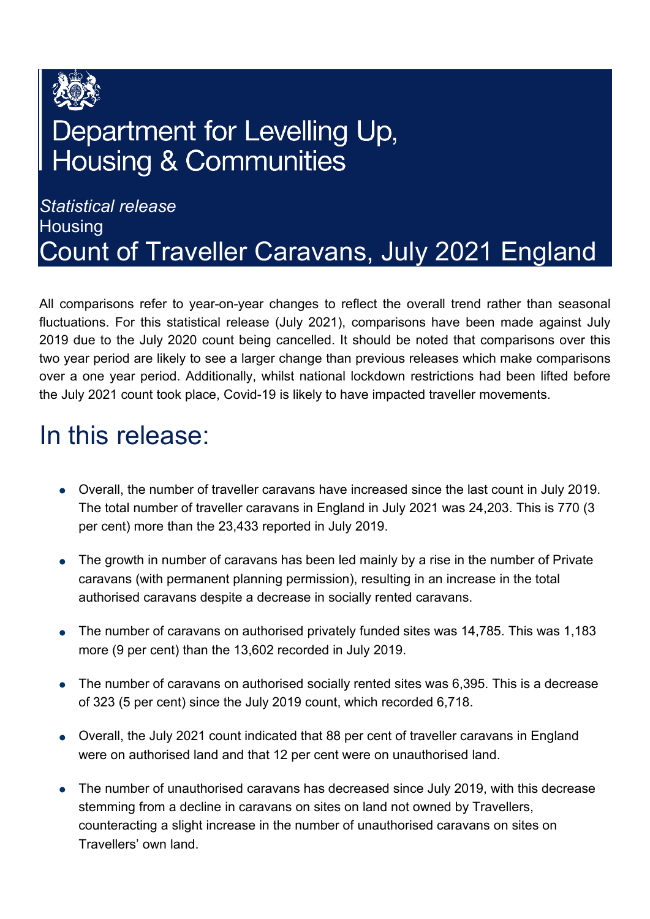# Department for Levelling Up, Housing & Communities

*Statistical release*

Housing

# Count of Traveller Caravans, July 2021 England

All comparisons refer to year-on-year changes to reflect the overall trend rather than seasonal fluctuations. For this statistical release (July 2021), comparisons have been made against July 2019 due to the July 2020 count being cancelled. It should be noted that comparisons over this two year period are likely to see a larger change than previous releases which make comparisons over a one year period. Additionally, whilst national lockdown restrictions had been lifted before the July 2021 count took place, Covid-19 is likely to have impacted traveller movements.

## In this release:

- Overall, the number of traveller caravans have increased since the last count in July 2019. The total number of traveller caravans in England in July 2021 was 24,203. This is 770 (3 per cent) more than the 23,433 reported in July 2019.
- The growth in number of caravans has been led mainly by a rise in the number of Private caravans (with permanent planning permission), resulting in an increase in the total authorised caravans despite a decrease in socially rented caravans.
- The number of caravans on authorised privately funded sites was 14,785. This was 1,183 more (9 per cent) than the 13,602 recorded in July 2019.
- The number of caravans on authorised socially rented sites was 6,395. This is a decrease of 323 (5 per cent) since the July 2019 count, which recorded 6,718.
- Overall, the July 2021 count indicated that 88 per cent of traveller caravans in England were on authorised land and that 12 per cent were on unauthorised land.
- The number of unauthorised caravans has decreased since July 2019, with this decrease stemming from a decline in caravans on sites on land not owned by Travellers, counteracting a slight increase in the number of unauthorised caravans on sites on Travellers' own land.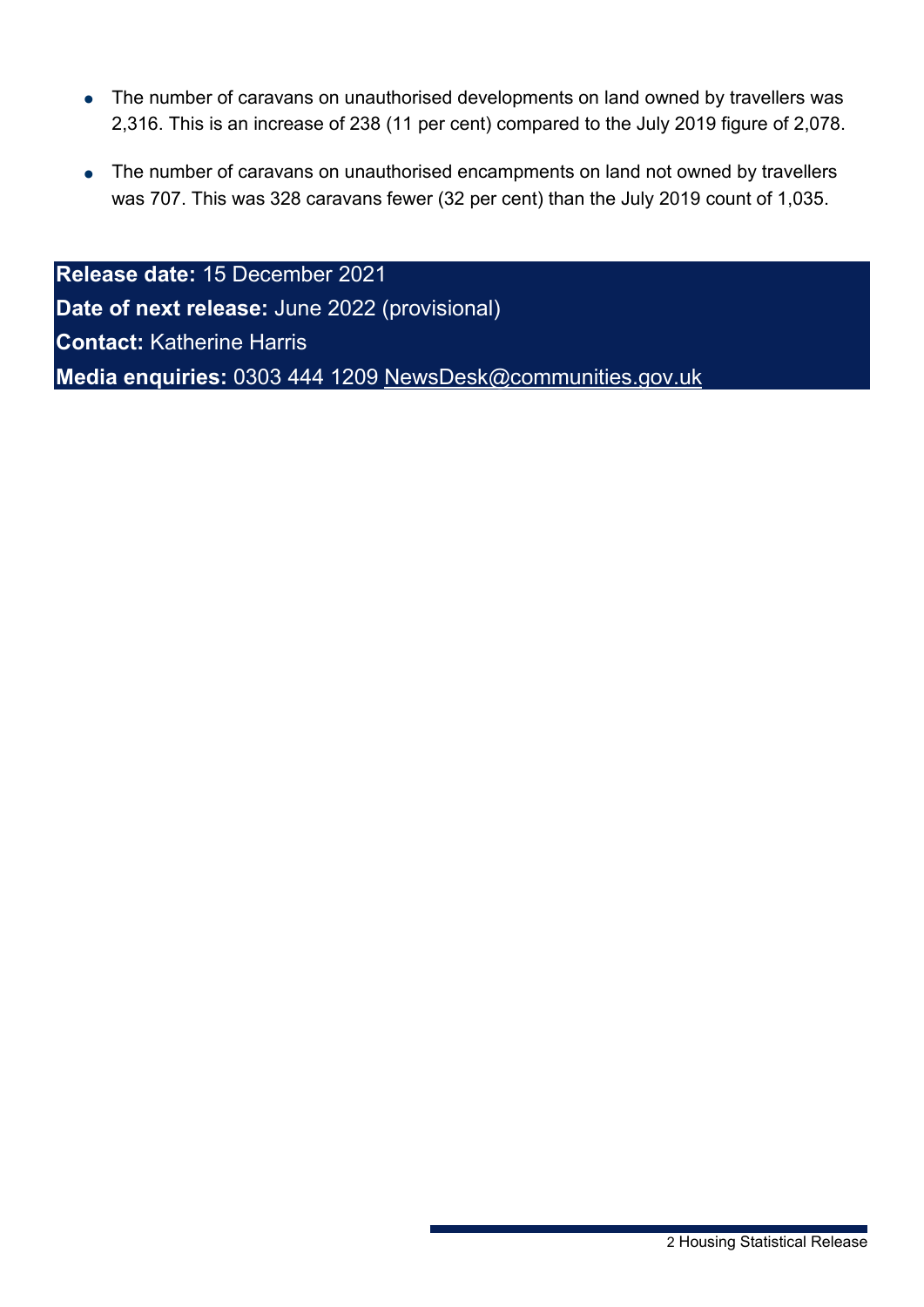- The number of caravans on unauthorised developments on land owned by travellers was 2,316. This is an increase of 238 (11 per cent) compared to the July 2019 figure of 2,078.
- The number of caravans on unauthorised encampments on land not owned by travellers was 707. This was 328 caravans fewer (32 per cent) than the July 2019 count of 1,035.

**Release date:** 15 December 2021
**Date of next release:** June 2022 (provisional)
**Contact:** Katherine Harris
**Media enquiries:** 0303 444 1209 NewsDesk@communities.gov.uk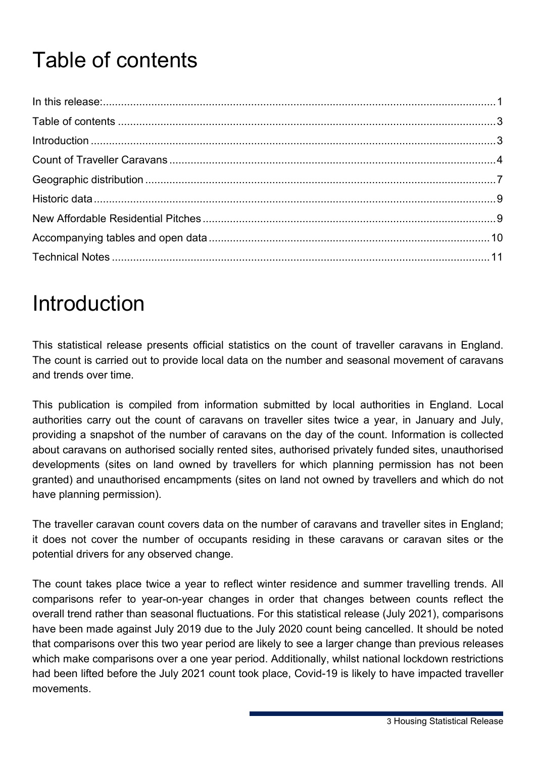# Table of contents

In this release: ........................................................................................................ 1
Table of contents ........................................................................................................ 3
Introduction ........................................................................................................ 3
Count of Traveller Caravans ........................................................................................................ 4
Geographic distribution ........................................................................................................ 7
Historic data ........................................................................................................ 9
New Affordable Residential Pitches ........................................................................................................ 9
Accompanying tables and open data ........................................................................................................ 10
Technical Notes ........................................................................................................ 11

# Introduction

This statistical release presents official statistics on the count of traveller caravans in England. The count is carried out to provide local data on the number and seasonal movement of caravans and trends over time.

This publication is compiled from information submitted by local authorities in England. Local authorities carry out the count of caravans on traveller sites twice a year, in January and July, providing a snapshot of the number of caravans on the day of the count. Information is collected about caravans on authorised socially rented sites, authorised privately funded sites, unauthorised developments (sites on land owned by travellers for which planning permission has not been granted) and unauthorised encampments (sites on land not owned by travellers and which do not have planning permission).

The traveller caravan count covers data on the number of caravans and traveller sites in England; it does not cover the number of occupants residing in these caravans or caravan sites or the potential drivers for any observed change.

The count takes place twice a year to reflect winter residence and summer travelling trends. All comparisons refer to year-on-year changes in order that changes between counts reflect the overall trend rather than seasonal fluctuations. For this statistical release (July 2021), comparisons have been made against July 2019 due to the July 2020 count being cancelled. It should be noted that comparisons over this two year period are likely to see a larger change than previous releases which make comparisons over a one year period. Additionally, whilst national lockdown restrictions had been lifted before the July 2021 count took place, Covid-19 is likely to have impacted traveller movements.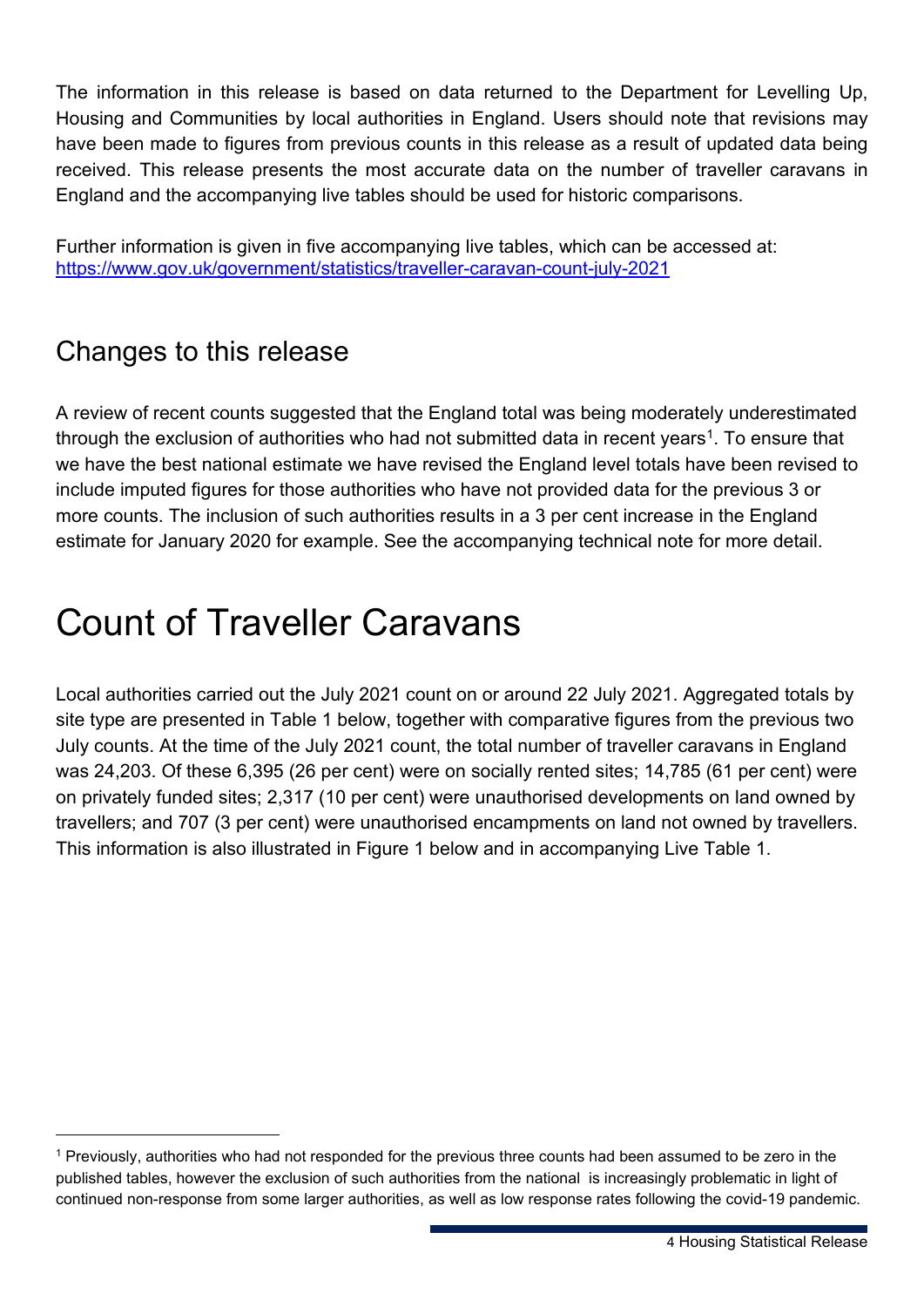The information in this release is based on data returned to the Department for Levelling Up, Housing and Communities by local authorities in England. Users should note that revisions may have been made to figures from previous counts in this release as a result of updated data being received. This release presents the most accurate data on the number of traveller caravans in England and the accompanying live tables should be used for historic comparisons.

Further information is given in five accompanying live tables, which can be accessed at: [https://www.gov.uk/government/statistics/traveller-caravan-count-july-2021](https://www.gov.uk/government/statistics/traveller-caravan-count-july-2021)

## Changes to this release

A review of recent counts suggested that the England total was being moderately underestimated through the exclusion of authorities who had not submitted data in recent years[1]. To ensure that we have the best national estimate we have revised the England level totals have been revised to include imputed figures for those authorities who have not provided data for the previous 3 or more counts. The inclusion of such authorities results in a 3 per cent increase in the England estimate for January 2020 for example. See the accompanying technical note for more detail.

# Count of Traveller Caravans

Local authorities carried out the July 2021 count on or around 22 July 2021. Aggregated totals by site type are presented in Table 1 below, together with comparative figures from the previous two July counts. At the time of the July 2021 count, the total number of traveller caravans in England was 24,203. Of these 6,395 (26 per cent) were on socially rented sites; 14,785 (61 per cent) were on privately funded sites; 2,317 (10 per cent) were unauthorised developments on land owned by travellers; and 707 (3 per cent) were unauthorised encampments on land not owned by travellers. This information is also illustrated in Figure 1 below and in accompanying Live Table 1.

[1] Previously, authorities who had not responded for the previous three counts had been assumed to be zero in the published tables, however the exclusion of such authorities from the national is increasingly problematic in light of continued non-response from some larger authorities, as well as low response rates following the covid-19 pandemic.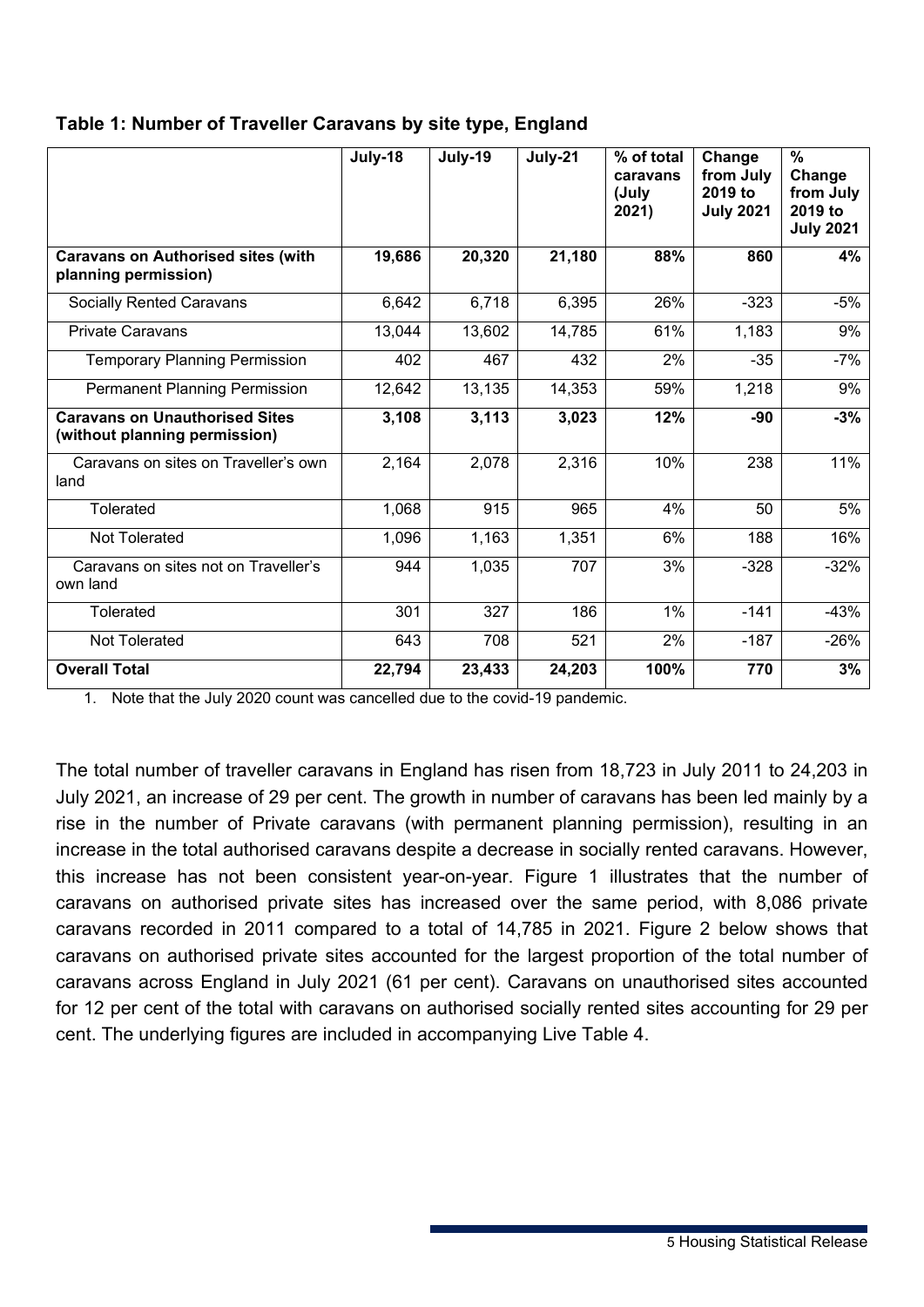**Table 1: Number of Traveller Caravans by site type, England**

| | July-18 | July-19 | July-21 | % of total caravans (July 2021) | Change from July 2019 to July 2021 | % Change from July 2019 to July 2021 |
|---|---|---|---|---|---|---|
| **Caravans on Authorised sites (with planning permission)** | **19,686** | **20,320** | **21,180** | **88%** | **860** | **4%** |
| Socially Rented Caravans | 6,642 | 6,718 | 6,395 | 26% | -323 | -5% |
| Private Caravans | 13,044 | 13,602 | 14,785 | 61% | 1,183 | 9% |
| Temporary Planning Permission | 402 | 467 | 432 | 2% | -35 | -7% |
| Permanent Planning Permission | 12,642 | 13,135 | 14,353 | 59% | 1,218 | 9% |
| **Caravans on Unauthorised Sites (without planning permission)** | **3,108** | **3,113** | **3,023** | **12%** | **-90** | **-3%** |
| Caravans on sites on Traveller's own land | 2,164 | 2,078 | 2,316 | 10% | 238 | 11% |
| Tolerated | 1,068 | 915 | 965 | 4% | 50 | 5% |
| Not Tolerated | 1,096 | 1,163 | 1,351 | 6% | 188 | 16% |
| Caravans on sites not on Traveller's own land | 944 | 1,035 | 707 | 3% | -328 | -32% |
| Tolerated | 301 | 327 | 186 | 1% | -141 | -43% |
| Not Tolerated | 643 | 708 | 521 | 2% | -187 | -26% |
| **Overall Total** | **22,794** | **23,433** | **24,203** | **100%** | **770** | **3%** |

1. Note that the July 2020 count was cancelled due to the covid-19 pandemic.

The total number of traveller caravans in England has risen from 18,723 in July 2011 to 24,203 in July 2021, an increase of 29 per cent. The growth in number of caravans has been led mainly by a rise in the number of Private caravans (with permanent planning permission), resulting in an increase in the total authorised caravans despite a decrease in socially rented caravans. However, this increase has not been consistent year-on-year. Figure 1 illustrates that the number of caravans on authorised private sites has increased over the same period, with 8,086 private caravans recorded in 2011 compared to a total of 14,785 in 2021. Figure 2 below shows that caravans on authorised private sites accounted for the largest proportion of the total number of caravans across England in July 2021 (61 per cent). Caravans on unauthorised sites accounted for 12 per cent of the total with caravans on authorised socially rented sites accounting for 29 per cent. The underlying figures are included in accompanying Live Table 4.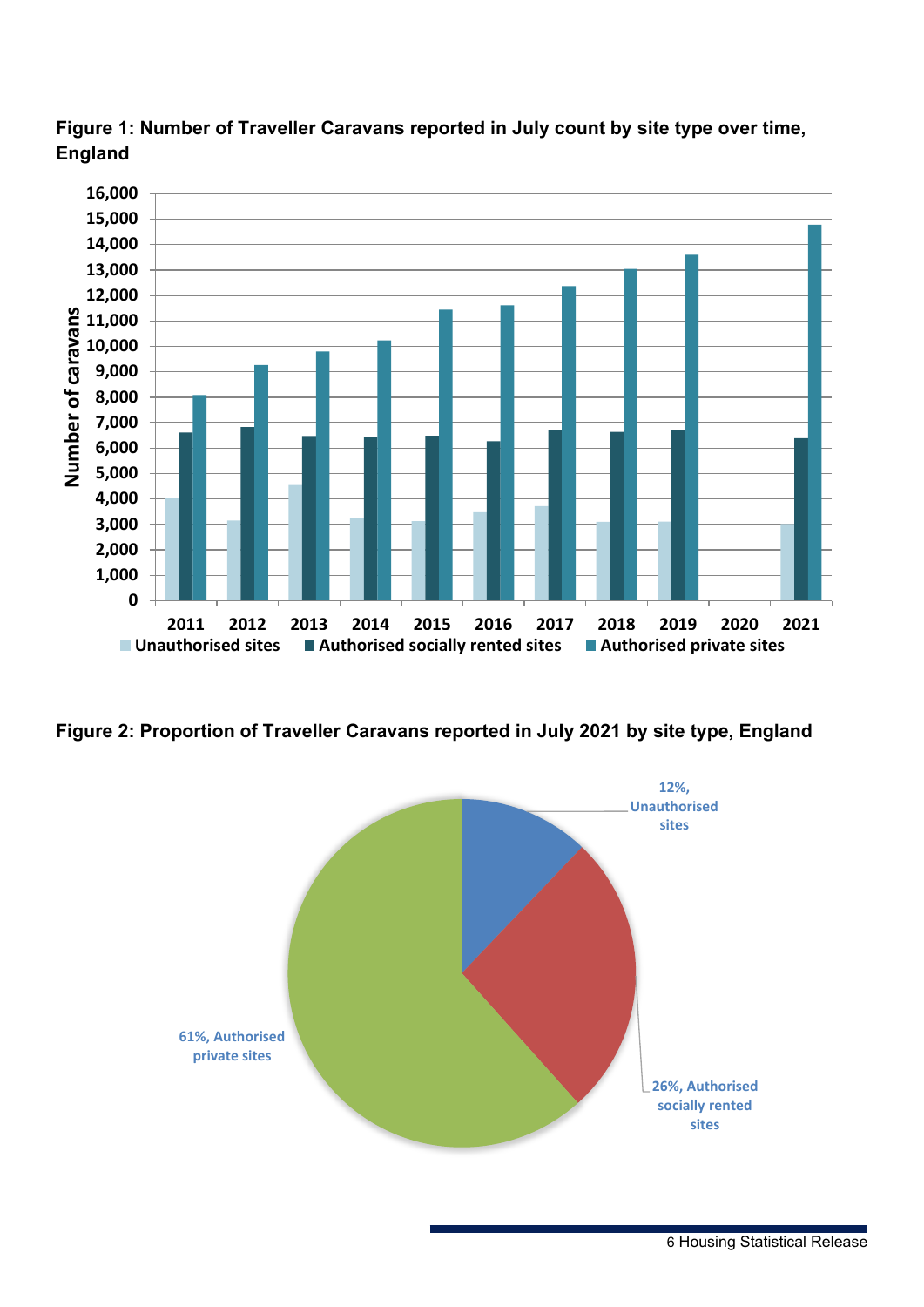**Figure 1: Number of Traveller Caravans reported in July count by site type over time, England**

**Figure 2: Proportion of Traveller Caravans reported in July 2021 by site type, England**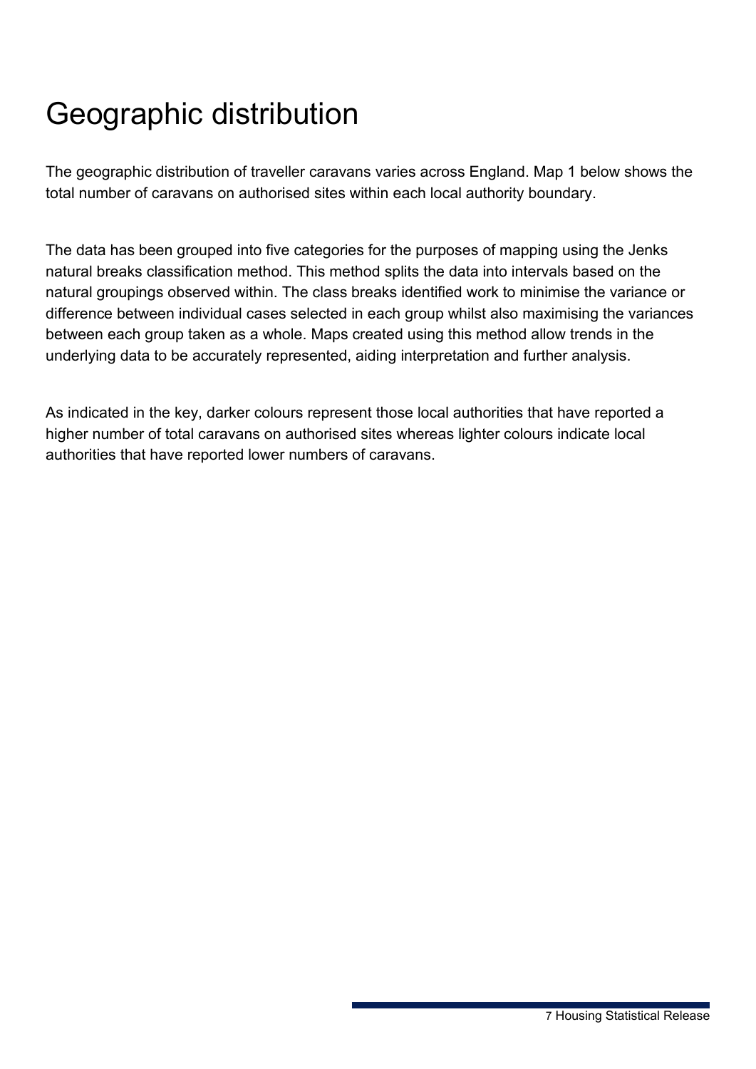# Geographic distribution

The geographic distribution of traveller caravans varies across England. Map 1 below shows the total number of caravans on authorised sites within each local authority boundary.

The data has been grouped into five categories for the purposes of mapping using the Jenks natural breaks classification method. This method splits the data into intervals based on the natural groupings observed within. The class breaks identified work to minimise the variance or difference between individual cases selected in each group whilst also maximising the variances between each group taken as a whole. Maps created using this method allow trends in the underlying data to be accurately represented, aiding interpretation and further analysis.

As indicated in the key, darker colours represent those local authorities that have reported a higher number of total caravans on authorised sites whereas lighter colours indicate local authorities that have reported lower numbers of caravans.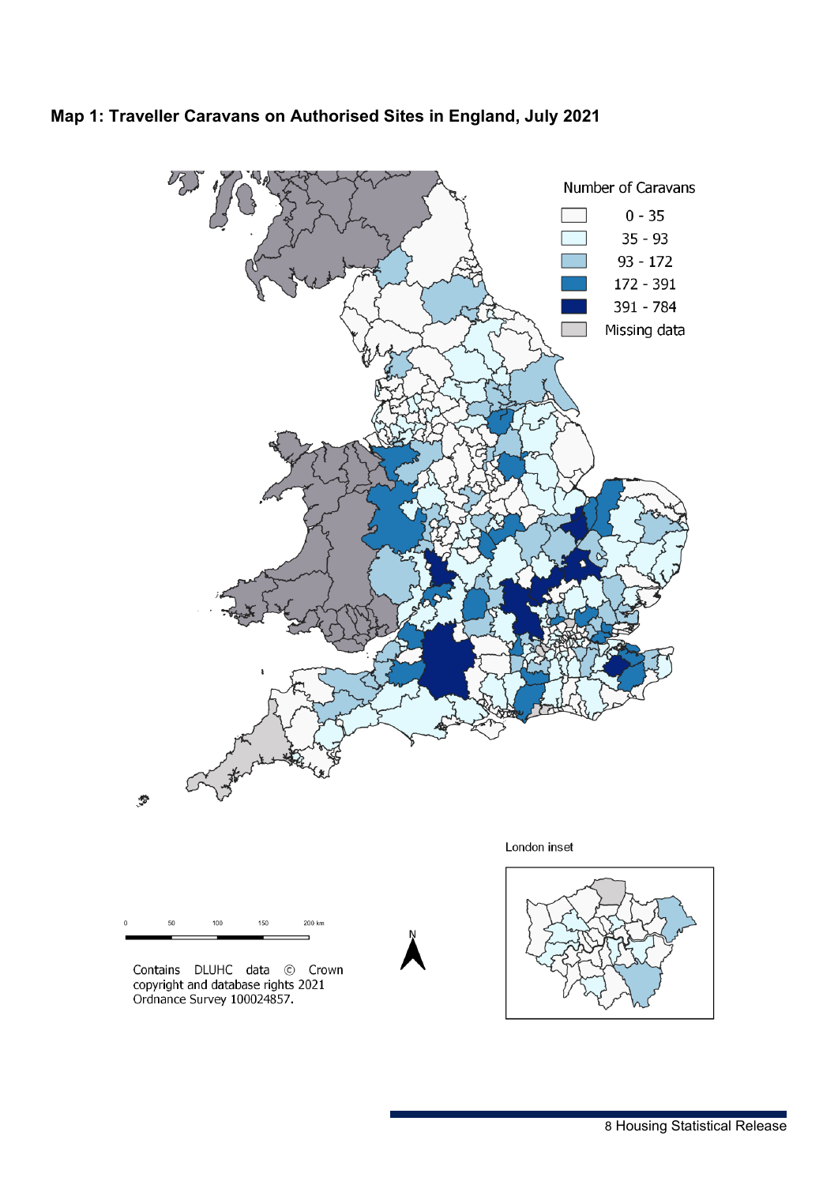**Map 1: Traveller Caravans on Authorised Sites in England, July 2021**

Number of Caravans

- 0 - 35
- 35 - 93
- 93 - 172
- 172 - 391
- 391 - 784
- Missing data

London inset

Contains DLUHC data © Crown copyright and database rights 2021 Ordnance Survey 100024857.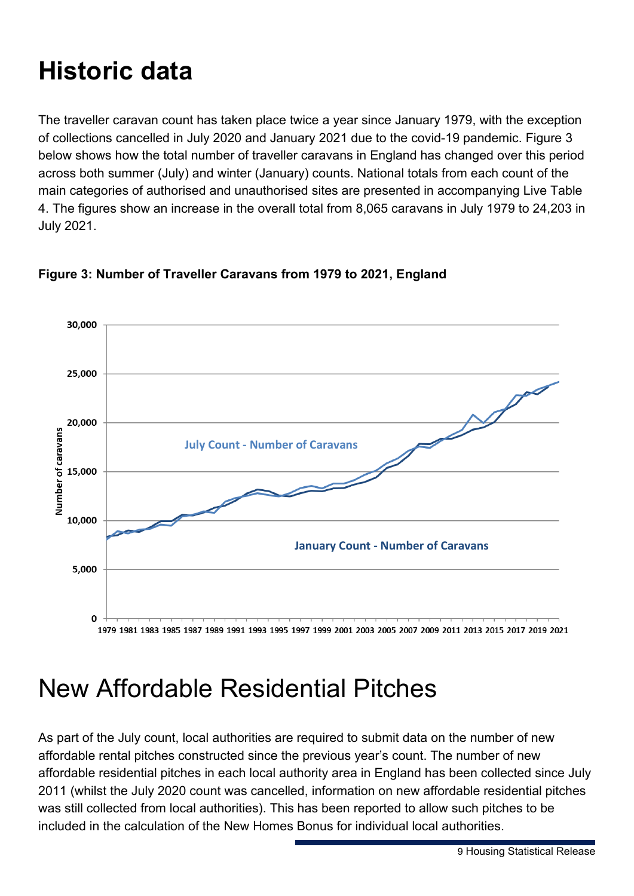# Historic data

The traveller caravan count has taken place twice a year since January 1979, with the exception of collections cancelled in July 2020 and January 2021 due to the covid-19 pandemic. Figure 3 below shows how the total number of traveller caravans in England has changed over this period across both summer (July) and winter (January) counts. National totals from each count of the main categories of authorised and unauthorised sites are presented in accompanying Live Table 4. The figures show an increase in the overall total from 8,065 caravans in July 1979 to 24,203 in July 2021.

**Figure 3: Number of Traveller Caravans from 1979 to 2021, England**

# New Affordable Residential Pitches

As part of the July count, local authorities are required to submit data on the number of new affordable rental pitches constructed since the previous year's count. The number of new affordable residential pitches in each local authority area in England has been collected since July 2011 (whilst the July 2020 count was cancelled, information on new affordable residential pitches was still collected from local authorities). This has been reported to allow such pitches to be included in the calculation of the New Homes Bonus for individual local authorities.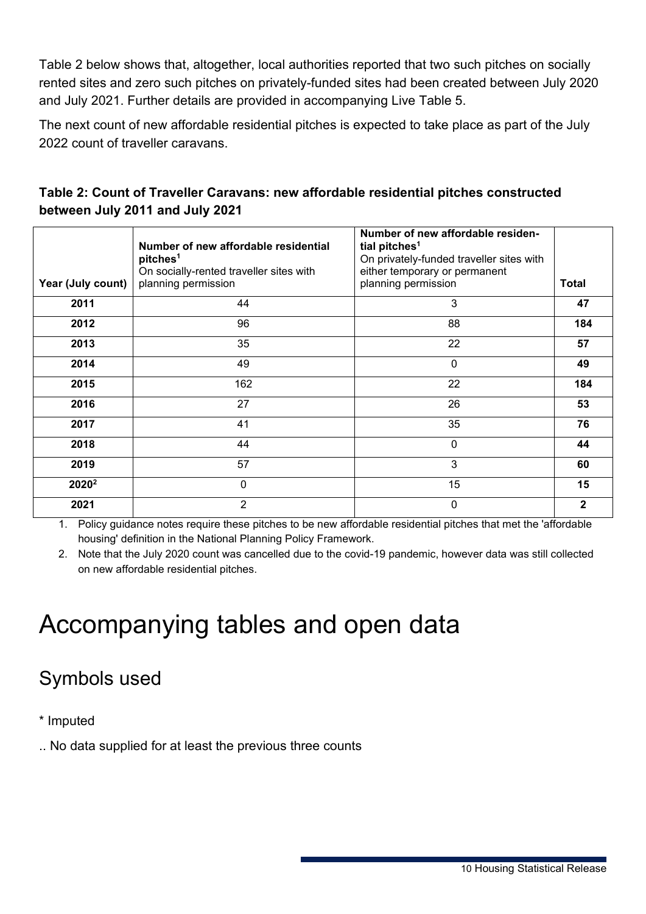Table 2 below shows that, altogether, local authorities reported that two such pitches on socially rented sites and zero such pitches on privately-funded sites had been created between July 2020 and July 2021. Further details are provided in accompanying Live Table 5.

The next count of new affordable residential pitches is expected to take place as part of the July 2022 count of traveller caravans.

**Table 2: Count of Traveller Caravans: new affordable residential pitches constructed between July 2011 and July 2021**

| Year (July count) | **Number of new affordable residential pitches[1]** On socially-rented traveller sites with planning permission | **Number of new affordable residential pitches[1]** On privately-funded traveller sites with either temporary or permanent planning permission | Total |
|---|---|---|---|
| **2011** | 44 | 3 | **47** |
| **2012** | 96 | 88 | **184** |
| **2013** | 35 | 22 | **57** |
| **2014** | 49 | 0 | **49** |
| **2015** | 162 | 22 | **184** |
| **2016** | 27 | 26 | **53** |
| **2017** | 41 | 35 | **76** |
| **2018** | 44 | 0 | **44** |
| **2019** | 57 | 3 | **60** |
| **2020[2]** | 0 | 15 | **15** |
| **2021** | 2 | 0 | **2** |

1. Policy guidance notes require these pitches to be new affordable residential pitches that met the 'affordable housing' definition in the National Planning Policy Framework.
2. Note that the July 2020 count was cancelled due to the covid-19 pandemic, however data was still collected on new affordable residential pitches.

# Accompanying tables and open data

## Symbols used

\* Imputed

.. No data supplied for at least the previous three counts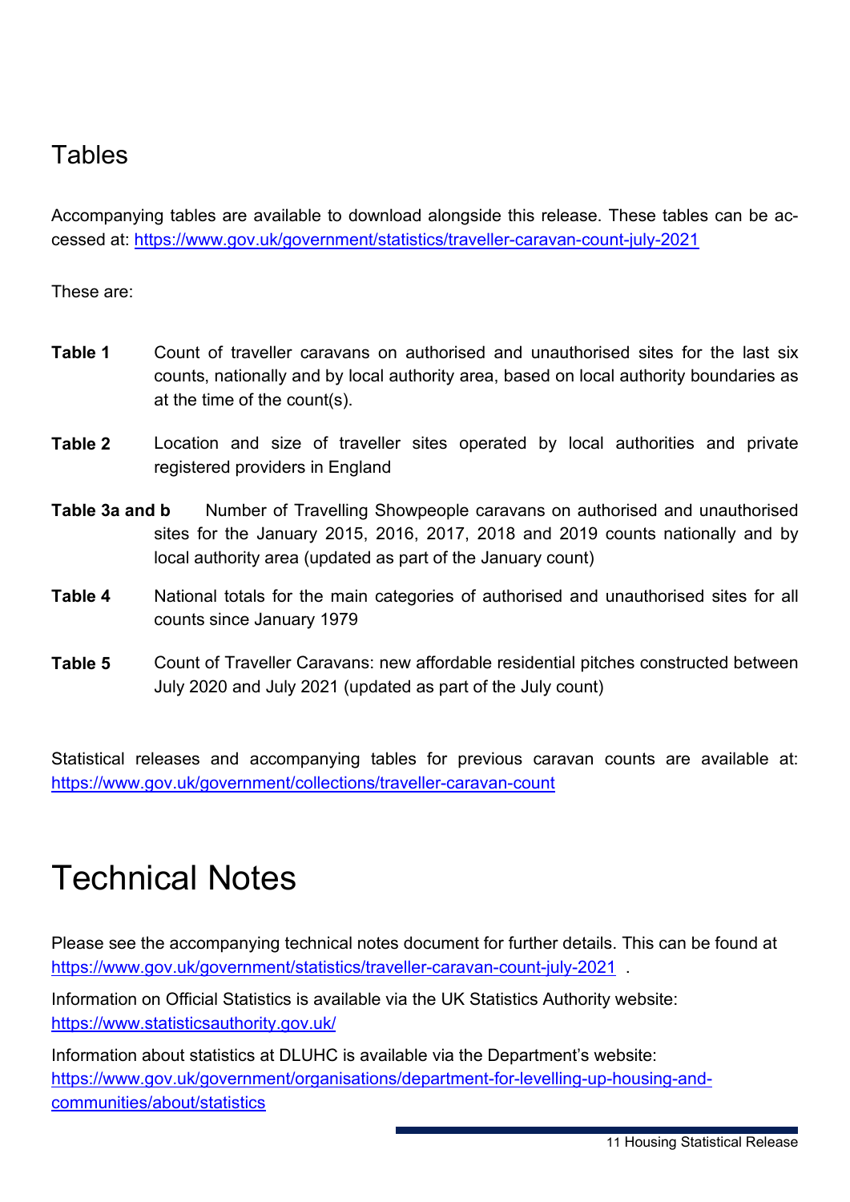## Tables

Accompanying tables are available to download alongside this release. These tables can be accessed at: https://www.gov.uk/government/statistics/traveller-caravan-count-july-2021

These are:

**Table 1** Count of traveller caravans on authorised and unauthorised sites for the last six counts, nationally and by local authority area, based on local authority boundaries as at the time of the count(s).

**Table 2** Location and size of traveller sites operated by local authorities and private registered providers in England

**Table 3a and b** Number of Travelling Showpeople caravans on authorised and unauthorised sites for the January 2015, 2016, 2017, 2018 and 2019 counts nationally and by local authority area (updated as part of the January count)

**Table 4** National totals for the main categories of authorised and unauthorised sites for all counts since January 1979

**Table 5** Count of Traveller Caravans: new affordable residential pitches constructed between July 2020 and July 2021 (updated as part of the July count)

Statistical releases and accompanying tables for previous caravan counts are available at: https://www.gov.uk/government/collections/traveller-caravan-count

# Technical Notes

Please see the accompanying technical notes document for further details. This can be found at https://www.gov.uk/government/statistics/traveller-caravan-count-july-2021 .

Information on Official Statistics is available via the UK Statistics Authority website: https://www.statisticsauthority.gov.uk/

Information about statistics at DLUHC is available via the Department's website: https://www.gov.uk/government/organisations/department-for-levelling-up-housing-and-communities/about/statistics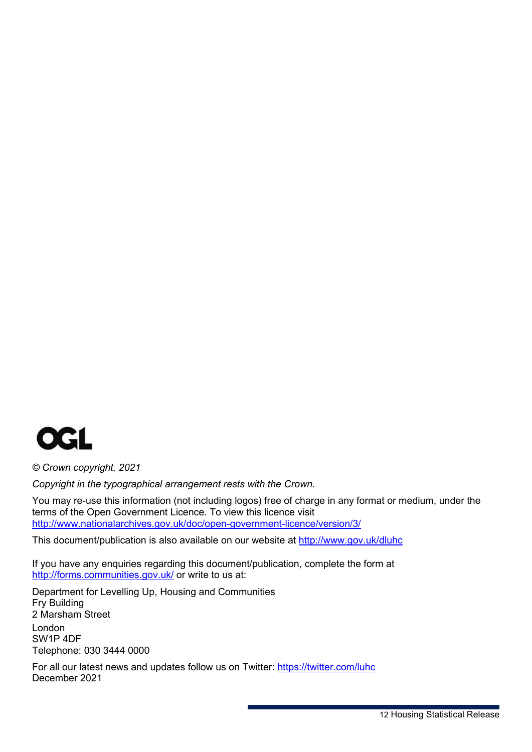OGL

*© Crown copyright, 2021*

*Copyright in the typographical arrangement rests with the Crown.*

You may re-use this information (not including logos) free of charge in any format or medium, under the terms of the Open Government Licence. To view this licence visit http://www.nationalarchives.gov.uk/doc/open-government-licence/version/3/

This document/publication is also available on our website at http://www.gov.uk/dluhc

If you have any enquiries regarding this document/publication, complete the form at http://forms.communities.gov.uk/ or write to us at:

Department for Levelling Up, Housing and Communities
Fry Building
2 Marsham Street
London
SW1P 4DF
Telephone: 030 3444 0000

For all our latest news and updates follow us on Twitter: https://twitter.com/luhc
December 2021